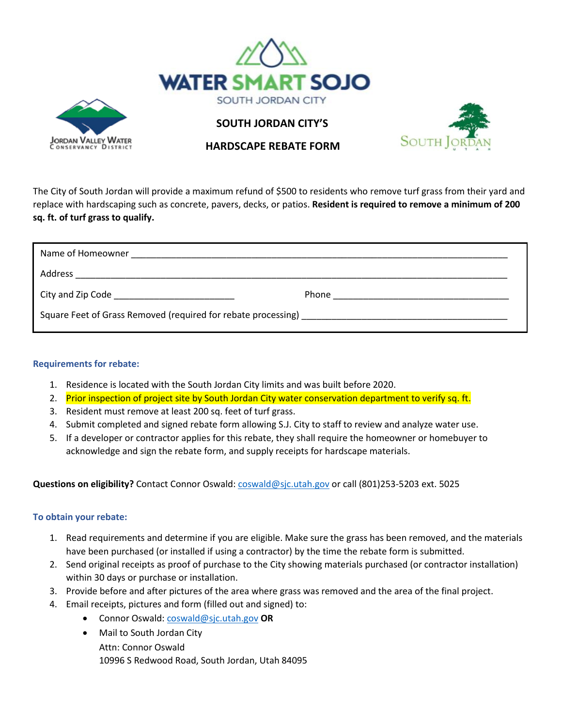WATER SMART SOJO

SOUTH JORDAN CITY

Jordan Valley Water Conservancy District

South Jordan Utah

# SOUTH JORDAN CITY'S

# HARDSCAPE REBATE FORM

The City of South Jordan will provide a maximum refund of $500 to residents who remove turf grass from their yard and replace with hardscaping such as concrete, pavers, decks, or patios. **Resident is required to remove a minimum of 200 sq. ft. of turf grass to qualify.**

Name of Homeowner ______________________________________________

Address ______________________________________________

City and Zip Code ________________________ Phone ______________________

Square Feet of Grass Removed (required for rebate processing) ______________________

### Requirements for rebate:

1. Residence is located with the South Jordan City limits and was built before 2020.
2. Prior inspection of project site by South Jordan City water conservation department to verify sq. ft.
3. Resident must remove at least 200 sq. feet of turf grass.
4. Submit completed and signed rebate form allowing S.J. City to staff to review and analyze water use.
5. If a developer or contractor applies for this rebate, they shall require the homeowner or homebuyer to acknowledge and sign the rebate form, and supply receipts for hardscape materials.

**Questions on eligibility?** Contact Connor Oswald: coswald@sjc.utah.gov or call (801)253-5203 ext. 5025

### To obtain your rebate:

1. Read requirements and determine if you are eligible. Make sure the grass has been removed, and the materials have been purchased (or installed if using a contractor) by the time the rebate form is submitted.
2. Send original receipts as proof of purchase to the City showing materials purchased (or contractor installation) within 30 days or purchase or installation.
3. Provide before and after pictures of the area where grass was removed and the area of the final project.
4. Email receipts, pictures and form (filled out and signed) to:
   - Connor Oswald: coswald@sjc.utah.gov **OR**
   - Mail to South Jordan City
     Attn: Connor Oswald
     10996 S Redwood Road, South Jordan, Utah 84095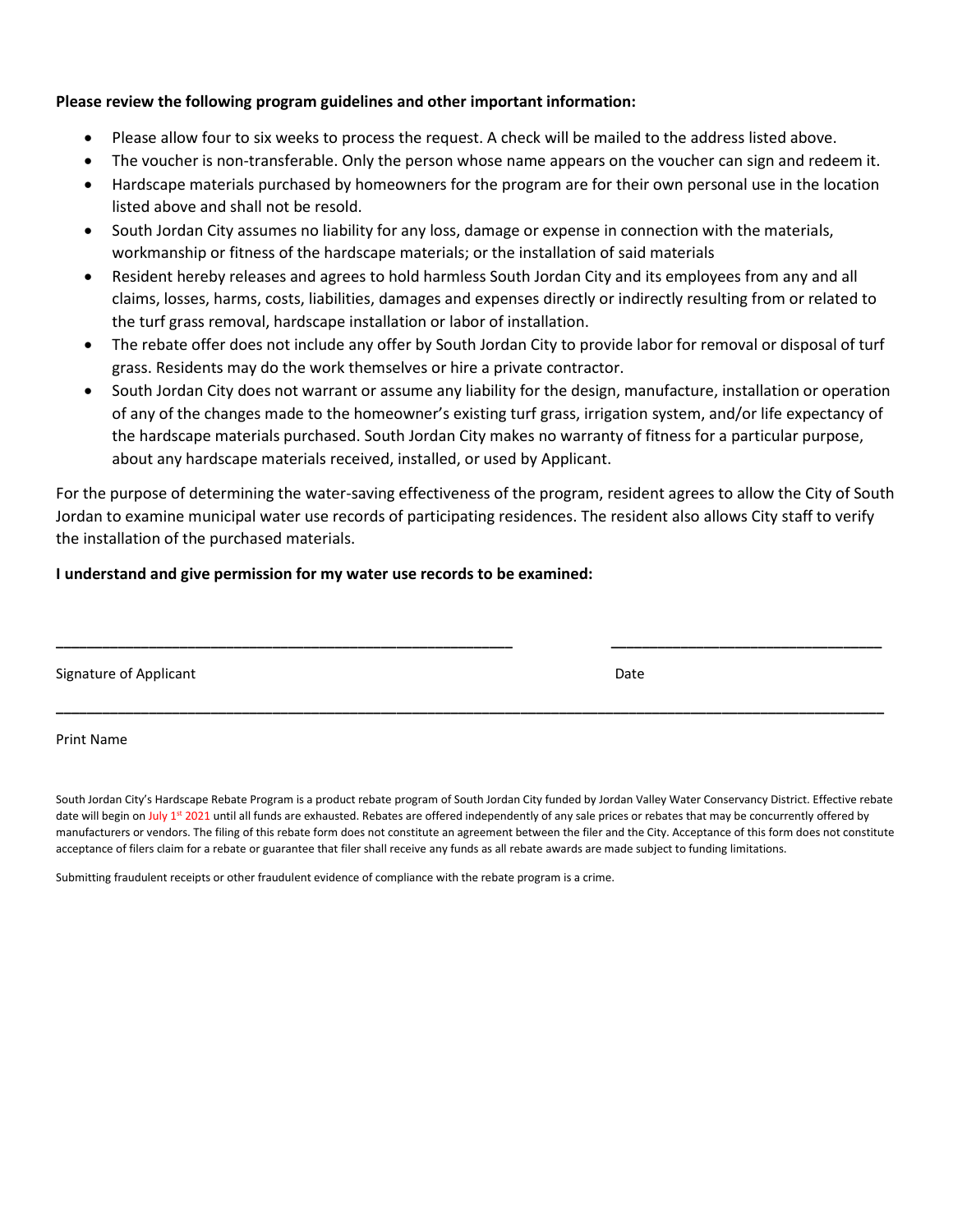**Please review the following program guidelines and other important information:**

- Please allow four to six weeks to process the request. A check will be mailed to the address listed above.
- The voucher is non-transferable. Only the person whose name appears on the voucher can sign and redeem it.
- Hardscape materials purchased by homeowners for the program are for their own personal use in the location listed above and shall not be resold.
- South Jordan City assumes no liability for any loss, damage or expense in connection with the materials, workmanship or fitness of the hardscape materials; or the installation of said materials
- Resident hereby releases and agrees to hold harmless South Jordan City and its employees from any and all claims, losses, harms, costs, liabilities, damages and expenses directly or indirectly resulting from or related to the turf grass removal, hardscape installation or labor of installation.
- The rebate offer does not include any offer by South Jordan City to provide labor for removal or disposal of turf grass. Residents may do the work themselves or hire a private contractor.
- South Jordan City does not warrant or assume any liability for the design, manufacture, installation or operation of any of the changes made to the homeowner's existing turf grass, irrigation system, and/or life expectancy of the hardscape materials purchased. South Jordan City makes no warranty of fitness for a particular purpose, about any hardscape materials received, installed, or used by Applicant.

For the purpose of determining the water-saving effectiveness of the program, resident agrees to allow the City of South Jordan to examine municipal water use records of participating residences. The resident also allows City staff to verify the installation of the purchased materials.

**I understand and give permission for my water use records to be examined:**

_______________________________________________ ____________________________

Signature of Applicant Date

______________________________________________________________________________

Print Name

South Jordan City's Hardscape Rebate Program is a product rebate program of South Jordan City funded by Jordan Valley Water Conservancy District. Effective rebate date will begin on July 1st 2021 until all funds are exhausted. Rebates are offered independently of any sale prices or rebates that may be concurrently offered by manufacturers or vendors. The filing of this rebate form does not constitute an agreement between the filer and the City. Acceptance of this form does not constitute acceptance of filers claim for a rebate or guarantee that filer shall receive any funds as all rebate awards are made subject to funding limitations.

Submitting fraudulent receipts or other fraudulent evidence of compliance with the rebate program is a crime.